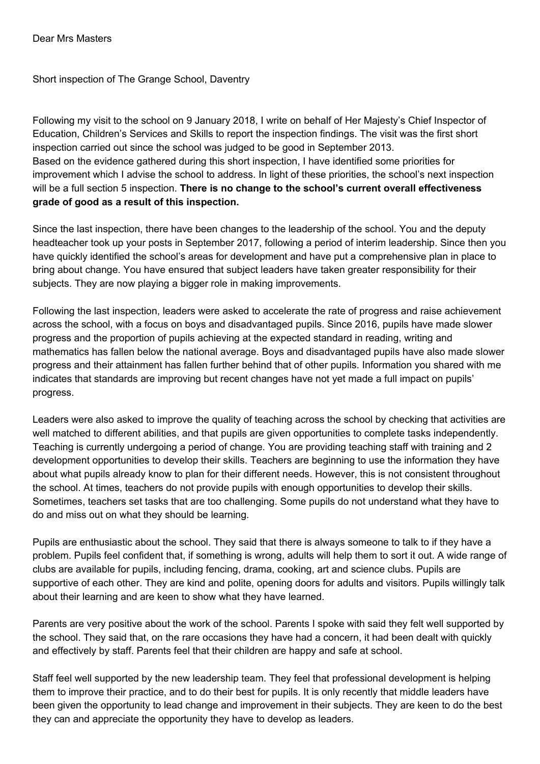Dear Mrs Masters

Short inspection of The Grange School, Daventry

Following my visit to the school on 9 January 2018, I write on behalf of Her Majesty's Chief Inspector of Education, Children's Services and Skills to report the inspection findings. The visit was the first short inspection carried out since the school was judged to be good in September 2013.
Based on the evidence gathered during this short inspection, I have identified some priorities for improvement which I advise the school to address. In light of these priorities, the school's next inspection will be a full section 5 inspection. **There is no change to the school's current overall effectiveness grade of good as a result of this inspection.**

Since the last inspection, there have been changes to the leadership of the school. You and the deputy headteacher took up your posts in September 2017, following a period of interim leadership. Since then you have quickly identified the school's areas for development and have put a comprehensive plan in place to bring about change. You have ensured that subject leaders have taken greater responsibility for their subjects. They are now playing a bigger role in making improvements.

Following the last inspection, leaders were asked to accelerate the rate of progress and raise achievement across the school, with a focus on boys and disadvantaged pupils. Since 2016, pupils have made slower progress and the proportion of pupils achieving at the expected standard in reading, writing and mathematics has fallen below the national average. Boys and disadvantaged pupils have also made slower progress and their attainment has fallen further behind that of other pupils. Information you shared with me indicates that standards are improving but recent changes have not yet made a full impact on pupils' progress.

Leaders were also asked to improve the quality of teaching across the school by checking that activities are well matched to different abilities, and that pupils are given opportunities to complete tasks independently. Teaching is currently undergoing a period of change. You are providing teaching staff with training and 2 development opportunities to develop their skills. Teachers are beginning to use the information they have about what pupils already know to plan for their different needs. However, this is not consistent throughout the school. At times, teachers do not provide pupils with enough opportunities to develop their skills. Sometimes, teachers set tasks that are too challenging. Some pupils do not understand what they have to do and miss out on what they should be learning.

Pupils are enthusiastic about the school. They said that there is always someone to talk to if they have a problem. Pupils feel confident that, if something is wrong, adults will help them to sort it out. A wide range of clubs are available for pupils, including fencing, drama, cooking, art and science clubs. Pupils are supportive of each other. They are kind and polite, opening doors for adults and visitors. Pupils willingly talk about their learning and are keen to show what they have learned.

Parents are very positive about the work of the school. Parents I spoke with said they felt well supported by the school. They said that, on the rare occasions they have had a concern, it had been dealt with quickly and effectively by staff. Parents feel that their children are happy and safe at school.

Staff feel well supported by the new leadership team. They feel that professional development is helping them to improve their practice, and to do their best for pupils. It is only recently that middle leaders have been given the opportunity to lead change and improvement in their subjects. They are keen to do the best they can and appreciate the opportunity they have to develop as leaders.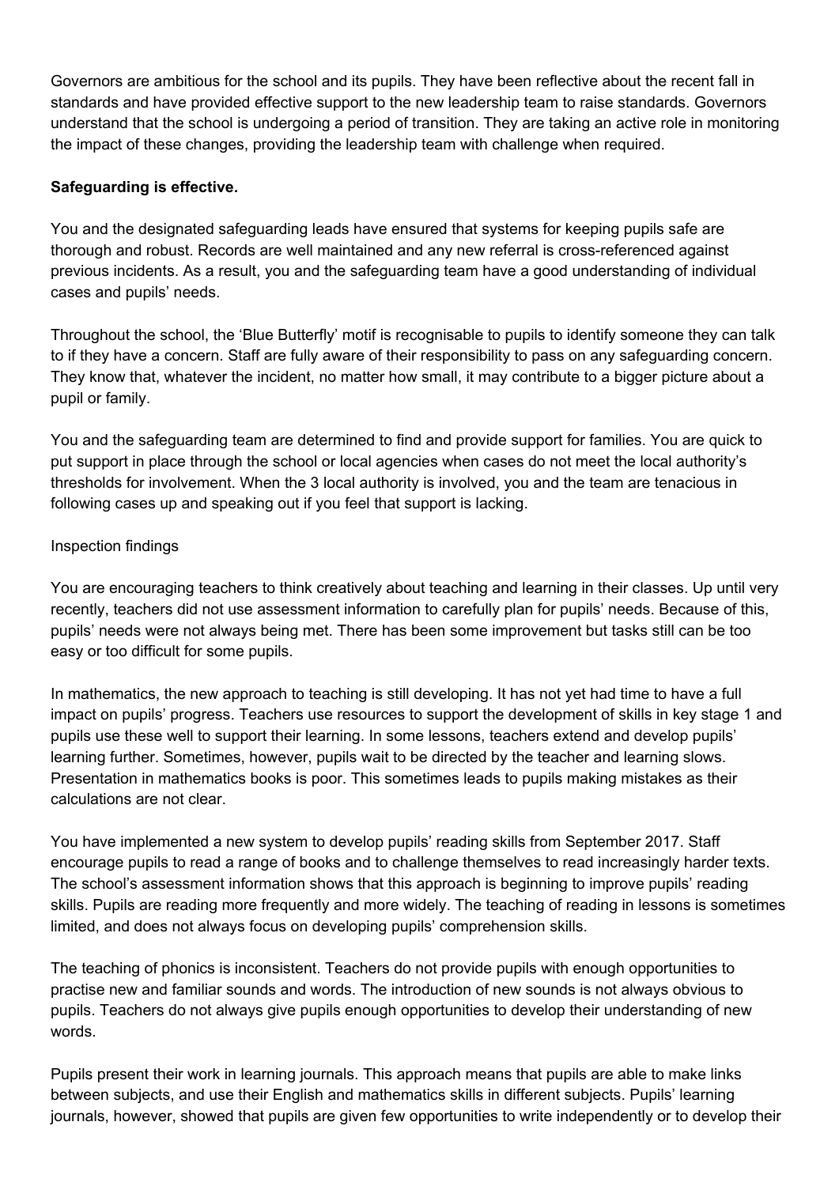Governors are ambitious for the school and its pupils. They have been reflective about the recent fall in standards and have provided effective support to the new leadership team to raise standards. Governors understand that the school is undergoing a period of transition. They are taking an active role in monitoring the impact of these changes, providing the leadership team with challenge when required.

**Safeguarding is effective.**

You and the designated safeguarding leads have ensured that systems for keeping pupils safe are thorough and robust. Records are well maintained and any new referral is cross-referenced against previous incidents. As a result, you and the safeguarding team have a good understanding of individual cases and pupils' needs.

Throughout the school, the 'Blue Butterfly' motif is recognisable to pupils to identify someone they can talk to if they have a concern. Staff are fully aware of their responsibility to pass on any safeguarding concern. They know that, whatever the incident, no matter how small, it may contribute to a bigger picture about a pupil or family.

You and the safeguarding team are determined to find and provide support for families. You are quick to put support in place through the school or local agencies when cases do not meet the local authority's thresholds for involvement. When the 3 local authority is involved, you and the team are tenacious in following cases up and speaking out if you feel that support is lacking.

Inspection findings

You are encouraging teachers to think creatively about teaching and learning in their classes. Up until very recently, teachers did not use assessment information to carefully plan for pupils' needs. Because of this, pupils' needs were not always being met. There has been some improvement but tasks still can be too easy or too difficult for some pupils.

In mathematics, the new approach to teaching is still developing. It has not yet had time to have a full impact on pupils' progress. Teachers use resources to support the development of skills in key stage 1 and pupils use these well to support their learning. In some lessons, teachers extend and develop pupils' learning further. Sometimes, however, pupils wait to be directed by the teacher and learning slows. Presentation in mathematics books is poor. This sometimes leads to pupils making mistakes as their calculations are not clear.

You have implemented a new system to develop pupils' reading skills from September 2017. Staff encourage pupils to read a range of books and to challenge themselves to read increasingly harder texts. The school's assessment information shows that this approach is beginning to improve pupils' reading skills. Pupils are reading more frequently and more widely. The teaching of reading in lessons is sometimes limited, and does not always focus on developing pupils' comprehension skills.

The teaching of phonics is inconsistent. Teachers do not provide pupils with enough opportunities to practise new and familiar sounds and words. The introduction of new sounds is not always obvious to pupils. Teachers do not always give pupils enough opportunities to develop their understanding of new words.

Pupils present their work in learning journals. This approach means that pupils are able to make links between subjects, and use their English and mathematics skills in different subjects. Pupils' learning journals, however, showed that pupils are given few opportunities to write independently or to develop their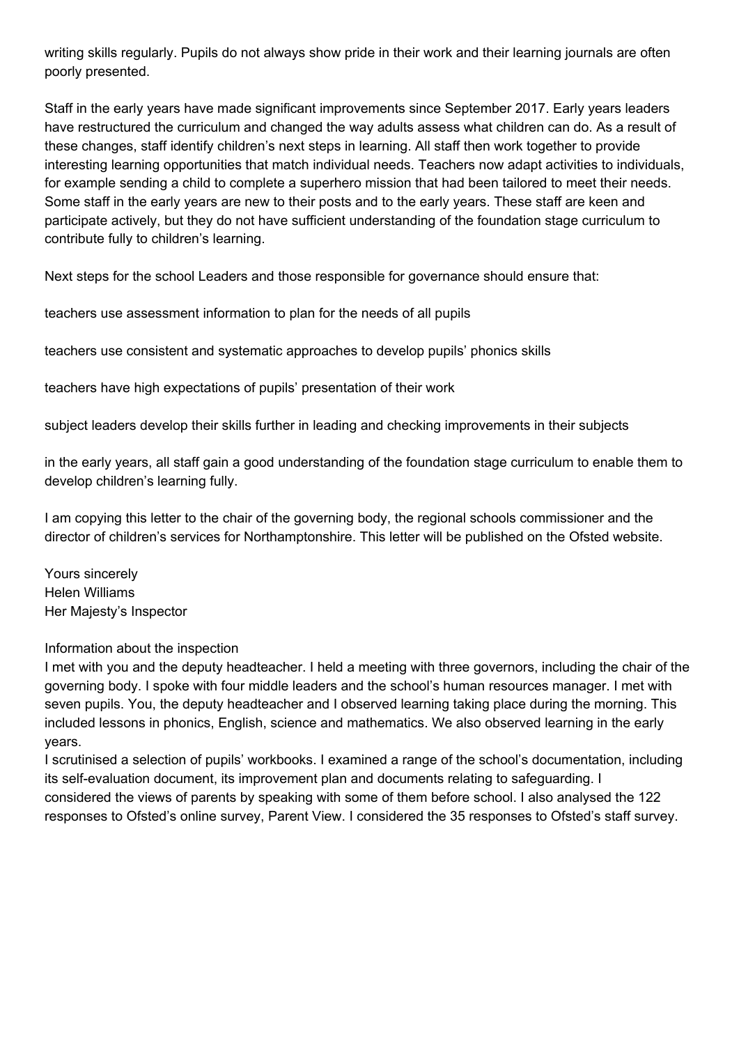writing skills regularly. Pupils do not always show pride in their work and their learning journals are often poorly presented.

Staff in the early years have made significant improvements since September 2017. Early years leaders have restructured the curriculum and changed the way adults assess what children can do. As a result of these changes, staff identify children's next steps in learning. All staff then work together to provide interesting learning opportunities that match individual needs. Teachers now adapt activities to individuals, for example sending a child to complete a superhero mission that had been tailored to meet their needs. Some staff in the early years are new to their posts and to the early years. These staff are keen and participate actively, but they do not have sufficient understanding of the foundation stage curriculum to contribute fully to children's learning.

Next steps for the school Leaders and those responsible for governance should ensure that:

teachers use assessment information to plan for the needs of all pupils

teachers use consistent and systematic approaches to develop pupils' phonics skills

teachers have high expectations of pupils' presentation of their work

subject leaders develop their skills further in leading and checking improvements in their subjects

in the early years, all staff gain a good understanding of the foundation stage curriculum to enable them to develop children's learning fully.

I am copying this letter to the chair of the governing body, the regional schools commissioner and the director of children's services for Northamptonshire. This letter will be published on the Ofsted website.

Yours sincerely
Helen Williams
Her Majesty's Inspector

Information about the inspection
I met with you and the deputy headteacher. I held a meeting with three governors, including the chair of the governing body. I spoke with four middle leaders and the school's human resources manager. I met with seven pupils. You, the deputy headteacher and I observed learning taking place during the morning. This included lessons in phonics, English, science and mathematics. We also observed learning in the early years.
I scrutinised a selection of pupils' workbooks. I examined a range of the school's documentation, including its self-evaluation document, its improvement plan and documents relating to safeguarding. I considered the views of parents by speaking with some of them before school. I also analysed the 122 responses to Ofsted's online survey, Parent View. I considered the 35 responses to Ofsted's staff survey.